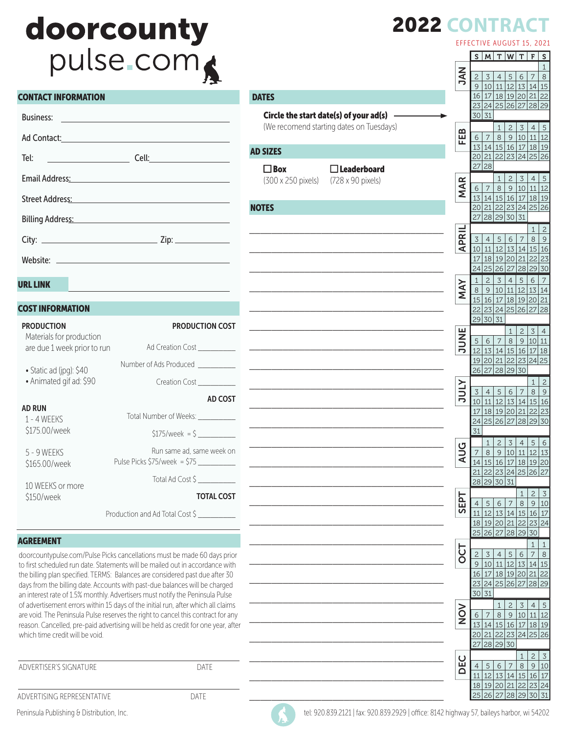# doorcounty pulse.com

# 2022 CONTRACT

EFFECTIVE AUGUST 15, 2021

## CONTACT INFORMATION

Business: \_\_\_\_\_\_\_\_\_\_\_\_\_\_\_\_\_\_\_\_\_\_\_\_\_\_\_\_

Ad Contact: \_\_\_\_\_\_\_\_\_\_\_\_\_\_\_\_\_\_\_\_\_\_\_\_\_\_\_\_

Tel: \_\_\_\_\_\_\_\_\_\_\_\_ Cell: \_\_\_\_\_\_\_\_\_\_\_\_

Email Address: \_\_\_\_\_\_\_\_\_\_\_\_\_\_\_\_\_\_\_\_\_\_\_\_\_\_\_\_

Street Address: \_\_\_\_\_\_\_\_\_\_\_\_\_\_\_\_\_\_\_\_\_\_\_\_\_\_\_\_

Billing Address: \_\_\_\_\_\_\_\_\_\_\_\_\_\_\_\_\_\_\_\_\_\_\_\_\_\_\_\_

City: \_\_\_\_\_\_\_\_\_\_\_\_ Zip: \_\_\_\_\_\_\_\_\_\_\_\_

Website: \_\_\_\_\_\_\_\_\_\_\_\_\_\_\_\_\_\_\_\_\_\_\_\_\_\_\_\_

## URL LINK

\_\_\_\_\_\_\_\_\_\_\_\_\_\_\_\_\_\_\_\_\_\_\_\_\_\_\_\_

## COST INFORMATION

**PRODUCTION**

Materials for production are due 1 week prior to run

- Static ad (jpg): $40
- Animated gif ad: $90

**PRODUCTION COST**

Ad Creation Cost \_\_\_\_\_\_\_\_\_\_

Number of Ads Produced \_\_\_\_\_\_\_\_\_\_

Creation Cost \_\_\_\_\_\_\_\_\_\_

**AD RUN**

1 - 4 WEEKS
$175.00/week

5 - 9 WEEKS
$165.00/week

10 WEEKS or more
$150/week

**AD COST**

Total Number of Weeks: \_\_\_\_\_\_\_\_\_\_

$175/week = $ \_\_\_\_\_\_\_\_\_\_

Run same ad, same week on Pulse Picks $75/week = $75 \_\_\_\_\_\_\_\_\_\_

Total Ad Cost $ \_\_\_\_\_\_\_\_\_\_

**TOTAL COST**

Production and Ad Total Cost $ \_\_\_\_\_\_\_\_\_\_

## AGREEMENT

doorcountypulse.com/Pulse Picks cancellations must be made 60 days prior to first scheduled run date. Statements will be mailed out in accordance with the billing plan specified. TERMS: Balances are considered past due after 30 days from the billing date. Accounts with past-due balances will be charged an interest rate of 1.5% monthly. Advertisers must notify the Peninsula Pulse of advertisement errors within 15 days of the initial run, after which all claims are void. The Peninsula Pulse reserves the right to cancel this contract for any reason. Cancelled, pre-paid advertising will be held as credit for one year, after which time credit will be void.

\_\_\_\_\_\_\_\_\_\_\_\_\_\_\_\_\_\_\_\_\_\_\_\_\_\_\_\_
ADVERTISER'S SIGNATURE DATE

\_\_\_\_\_\_\_\_\_\_\_\_\_\_\_\_\_\_\_\_\_\_\_\_\_\_\_\_
ADVERTISING REPRESENTATIVE DATE

## DATES

**Circle the start date(s) of your ad(s)** →

(We recomend starting dates on Tuesdays)

## AD SIZES

☐ **Box** (300 x 250 pixels)

☐ **Leaderboard** (728 x 90 pixels)

## NOTES

\_\_\_\_\_\_\_\_\_\_\_\_\_\_\_\_\_\_\_\_\_\_\_\_\_\_\_\_

| | S | M | T | W | T | F | S |
|---|---|---|---|---|---|---|---|
| JAN | | | | | | | 1 |
| | 2 | 3 | 4 | 5 | 6 | 7 | 8 |
| | 9 | 10 | 11 | 12 | 13 | 14 | 15 |
| | 16 | 17 | 18 | 19 | 20 | 21 | 22 |
| | 23 | 24 | 25 | 26 | 27 | 28 | 29 |
| | 30 | 31 | | | | | |
| FEB | | | 1 | 2 | 3 | 4 | 5 |
| | 6 | 7 | 8 | 9 | 10 | 11 | 12 |
| | 13 | 14 | 15 | 16 | 17 | 18 | 19 |
| | 20 | 21 | 22 | 23 | 24 | 25 | 26 |
| | 27 | 28 | | | | | |
| MAR | | | 1 | 2 | 3 | 4 | 5 |
| | 6 | 7 | 8 | 9 | 10 | 11 | 12 |
| | 13 | 14 | 15 | 16 | 17 | 18 | 19 |
| | 20 | 21 | 22 | 23 | 24 | 25 | 26 |
| | 27 | 28 | 29 | 30 | 31 | | |
| APRIL | | | | | | 1 | 2 |
| | 3 | 4 | 5 | 6 | 7 | 8 | 9 |
| | 10 | 11 | 12 | 13 | 14 | 15 | 16 |
| | 17 | 18 | 19 | 20 | 21 | 22 | 23 |
| | 24 | 25 | 26 | 27 | 28 | 29 | 30 |
| MAY | 1 | 2 | 3 | 4 | 5 | 6 | 7 |
| | 8 | 9 | 10 | 11 | 12 | 13 | 14 |
| | 15 | 16 | 17 | 18 | 19 | 20 | 21 |
| | 22 | 23 | 24 | 25 | 26 | 27 | 28 |
| | 29 | 30 | 31 | | | | |
| JUNE | | | | 1 | 2 | 3 | 4 |
| | 5 | 6 | 7 | 8 | 9 | 10 | 11 |
| | 12 | 13 | 14 | 15 | 16 | 17 | 18 |
| | 19 | 20 | 21 | 22 | 23 | 24 | 25 |
| | 26 | 27 | 28 | 29 | 30 | | |
| JULY | | | | | | 1 | 2 |
| | 3 | 4 | 5 | 6 | 7 | 8 | 9 |
| | 10 | 11 | 12 | 13 | 14 | 15 | 16 |
| | 17 | 18 | 19 | 20 | 21 | 22 | 23 |
| | 24 | 25 | 26 | 27 | 28 | 29 | 30 |
| | 31 | | | | | | |
| AUG | | 1 | 2 | 3 | 4 | 5 | 6 |
| | 7 | 8 | 9 | 10 | 11 | 12 | 13 |
| | 14 | 15 | 16 | 17 | 18 | 19 | 20 |
| | 21 | 22 | 23 | 24 | 25 | 26 | 27 |
| | 28 | 29 | 30 | 31 | | | |
| SEPT | | | | | 1 | 2 | 3 |
| | 4 | 5 | 6 | 7 | 8 | 9 | 10 |
| | 11 | 12 | 13 | 14 | 15 | 16 | 17 |
| | 18 | 19 | 20 | 21 | 22 | 23 | 24 |
| | 25 | 26 | 27 | 28 | 29 | 30 | |
| OCT | | | | | | 1 | 1 |
| | 2 | 3 | 4 | 5 | 6 | 7 | 8 |
| | 9 | 10 | 11 | 12 | 13 | 14 | 15 |
| | 16 | 17 | 18 | 19 | 20 | 21 | 22 |
| | 23 | 24 | 25 | 26 | 27 | 28 | 29 |
| | 30 | 31 | | | | | |
| NOV | | | 1 | 2 | 3 | 4 | 5 |
| | 6 | 7 | 8 | 9 | 10 | 11 | 12 |
| | 13 | 14 | 15 | 16 | 17 | 18 | 19 |
| | 20 | 21 | 22 | 23 | 24 | 25 | 26 |
| | 27 | 28 | 29 | 30 | | | |
| DEC | | | | | 1 | 2 | 3 |
| | 4 | 5 | 6 | 7 | 8 | 9 | 10 |
| | 11 | 12 | 13 | 14 | 15 | 16 | 17 |
| | 18 | 19 | 20 | 21 | 22 | 23 | 24 |
| | 25 | 26 | 27 | 28 | 29 | 30 | 31 |

Peninsula Publishing & Distribution, Inc.

tel: 920.839.2121 | fax: 920.839.2929 | office: 8142 highway 57, baileys harbor, wi 54202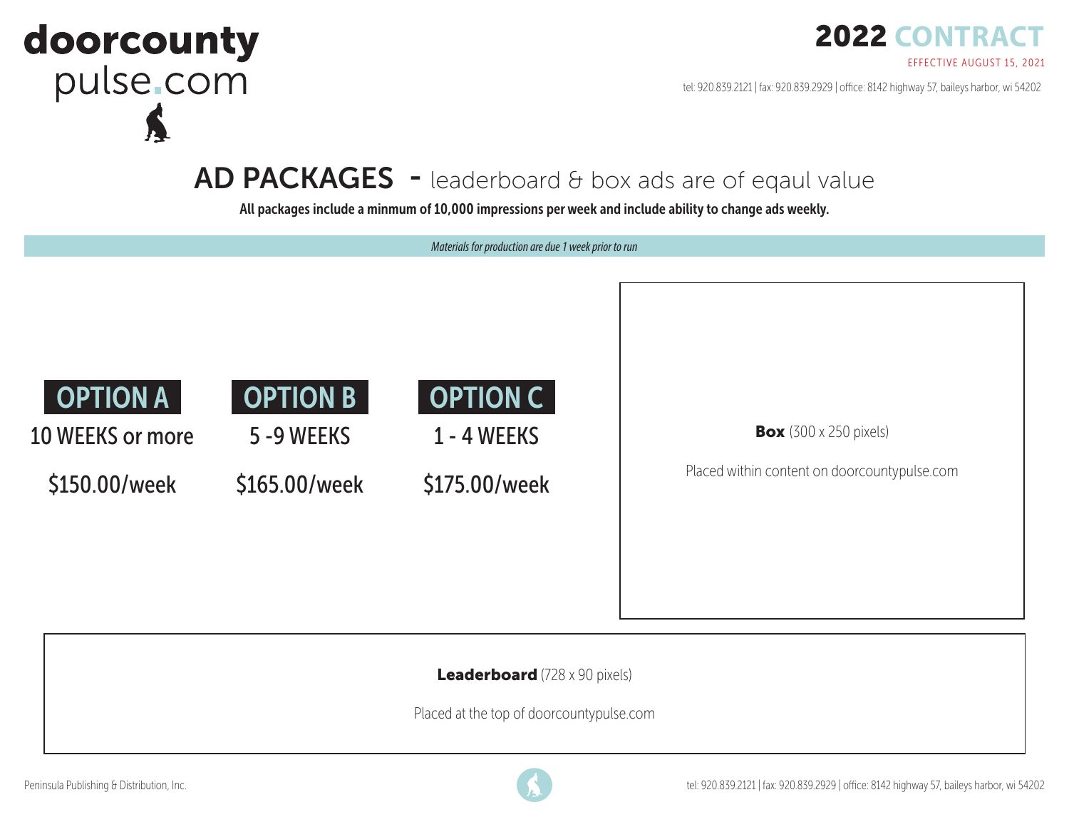# doorcounty pulse.com

## 2022 CONTRACT

EFFECTIVE AUGUST 15, 2021

tel: 920.839.2121 | fax: 920.839.2929 | office: 8142 highway 57, baileys harbor, wi 54202

## AD PACKAGES - leaderboard & box ads are of eqaul value

**All packages include a minmum of 10,000 impressions per week and include ability to change ads weekly.**

*Materials for production are due 1 week prior to run*

| OPTION A | OPTION B | OPTION C |
|---|---|---|
| 10 WEEKS or more | 5 -9 WEEKS | 1 - 4 WEEKS |
| $150.00/week | $165.00/week | $175.00/week |

**Box** (300 x 250 pixels)

Placed within content on doorcountypulse.com

**Leaderboard** (728 x 90 pixels)

Placed at the top of doorcountypulse.com

Peninsula Publishing & Distribution, Inc.